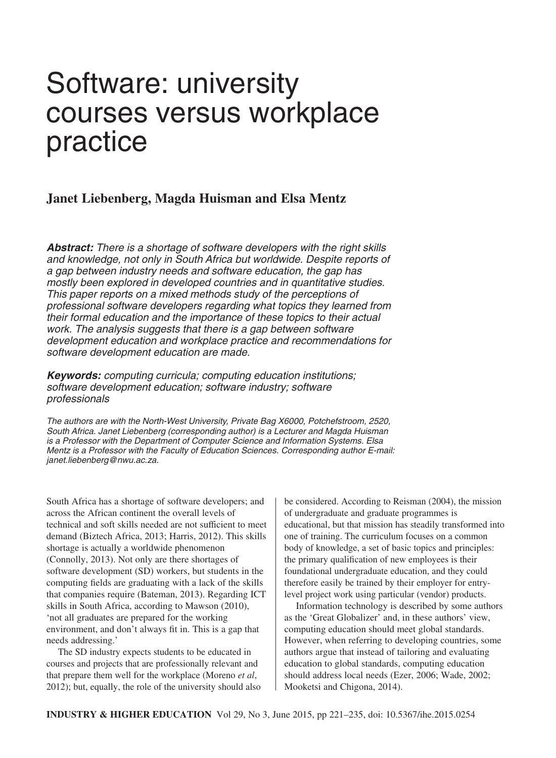# Software: university courses versus workplace practice

**Janet Liebenberg, Magda Huisman and Elsa Mentz**

***Abstract:*** *There is a shortage of software developers with the right skills and knowledge, not only in South Africa but worldwide. Despite reports of a gap between industry needs and software education, the gap has mostly been explored in developed countries and in quantitative studies. This paper reports on a mixed methods study of the perceptions of professional software developers regarding what topics they learned from their formal education and the importance of these topics to their actual work. The analysis suggests that there is a gap between software development education and workplace practice and recommendations for software development education are made.*

***Keywords:*** *computing curricula; computing education institutions; software development education; software industry; software professionals*

*The authors are with the North-West University, Private Bag X6000, Potchefstroom, 2520, South Africa. Janet Liebenberg (corresponding author) is a Lecturer and Magda Huisman is a Professor with the Department of Computer Science and Information Systems. Elsa Mentz is a Professor with the Faculty of Education Sciences. Corresponding author E-mail: janet.liebenberg@nwu.ac.za.*

South Africa has a shortage of software developers; and across the African continent the overall levels of technical and soft skills needed are not sufficient to meet demand (Biztech Africa, 2013; Harris, 2012). This skills shortage is actually a worldwide phenomenon (Connolly, 2013). Not only are there shortages of software development (SD) workers, but students in the computing fields are graduating with a lack of the skills that companies require (Bateman, 2013). Regarding ICT skills in South Africa, according to Mawson (2010), 'not all graduates are prepared for the working environment, and don't always fit in. This is a gap that needs addressing.'

The SD industry expects students to be educated in courses and projects that are professionally relevant and that prepare them well for the workplace (Moreno *et al*, 2012); but, equally, the role of the university should also be considered. According to Reisman (2004), the mission of undergraduate and graduate programmes is educational, but that mission has steadily transformed into one of training. The curriculum focuses on a common body of knowledge, a set of basic topics and principles: the primary qualification of new employees is their foundational undergraduate education, and they could therefore easily be trained by their employer for entry-level project work using particular (vendor) products.

Information technology is described by some authors as the 'Great Globalizer' and, in these authors' view, computing education should meet global standards. However, when referring to developing countries, some authors argue that instead of tailoring and evaluating education to global standards, computing education should address local needs (Ezer, 2006; Wade, 2002; Mooketsi and Chigona, 2014).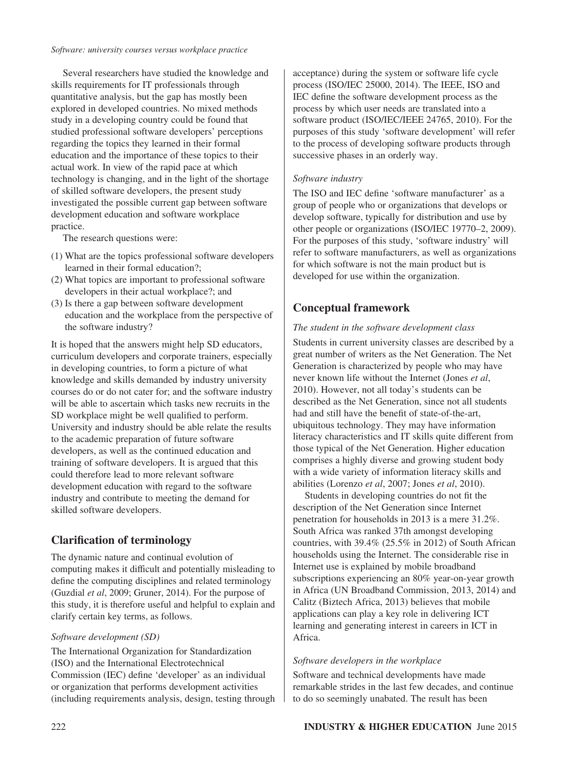Several researchers have studied the knowledge and skills requirements for IT professionals through quantitative analysis, but the gap has mostly been explored in developed countries. No mixed methods study in a developing country could be found that studied professional software developers' perceptions regarding the topics they learned in their formal education and the importance of these topics to their actual work. In view of the rapid pace at which technology is changing, and in the light of the shortage of skilled software developers, the present study investigated the possible current gap between software development education and software workplace practice.

The research questions were:

(1) What are the topics professional software developers learned in their formal education?;
(2) What topics are important to professional software developers in their actual workplace?; and
(3) Is there a gap between software development education and the workplace from the perspective of the software industry?

It is hoped that the answers might help SD educators, curriculum developers and corporate trainers, especially in developing countries, to form a picture of what knowledge and skills demanded by industry university courses do or do not cater for; and the software industry will be able to ascertain which tasks new recruits in the SD workplace might be well qualified to perform. University and industry should be able relate the results to the academic preparation of future software developers, as well as the continued education and training of software developers. It is argued that this could therefore lead to more relevant software development education with regard to the software industry and contribute to meeting the demand for skilled software developers.

## Clarification of terminology

The dynamic nature and continual evolution of computing makes it difficult and potentially misleading to define the computing disciplines and related terminology (Guzdial *et al*, 2009; Gruner, 2014). For the purpose of this study, it is therefore useful and helpful to explain and clarify certain key terms, as follows.

### *Software development (SD)*

The International Organization for Standardization (ISO) and the International Electrotechnical Commission (IEC) define 'developer' as an individual or organization that performs development activities (including requirements analysis, design, testing through acceptance) during the system or software life cycle process (ISO/IEC 25000, 2014). The IEEE, ISO and IEC define the software development process as the process by which user needs are translated into a software product (ISO/IEC/IEEE 24765, 2010). For the purposes of this study 'software development' will refer to the process of developing software products through successive phases in an orderly way.

### *Software industry*

The ISO and IEC define 'software manufacturer' as a group of people who or organizations that develops or develop software, typically for distribution and use by other people or organizations (ISO/IEC 19770–2, 2009). For the purposes of this study, 'software industry' will refer to software manufacturers, as well as organizations for which software is not the main product but is developed for use within the organization.

## Conceptual framework

### *The student in the software development class*

Students in current university classes are described by a great number of writers as the Net Generation. The Net Generation is characterized by people who may have never known life without the Internet (Jones *et al*, 2010). However, not all today's students can be described as the Net Generation, since not all students had and still have the benefit of state-of-the-art, ubiquitous technology. They may have information literacy characteristics and IT skills quite different from those typical of the Net Generation. Higher education comprises a highly diverse and growing student body with a wide variety of information literacy skills and abilities (Lorenzo *et al*, 2007; Jones *et al*, 2010).

Students in developing countries do not fit the description of the Net Generation since Internet penetration for households in 2013 is a mere 31.2%. South Africa was ranked 37th amongst developing countries, with 39.4% (25.5% in 2012) of South African households using the Internet. The considerable rise in Internet use is explained by mobile broadband subscriptions experiencing an 80% year-on-year growth in Africa (UN Broadband Commission, 2013, 2014) and Calitz (Biztech Africa, 2013) believes that mobile applications can play a key role in delivering ICT learning and generating interest in careers in ICT in Africa.

### *Software developers in the workplace*

Software and technical developments have made remarkable strides in the last few decades, and continue to do so seemingly unabated. The result has been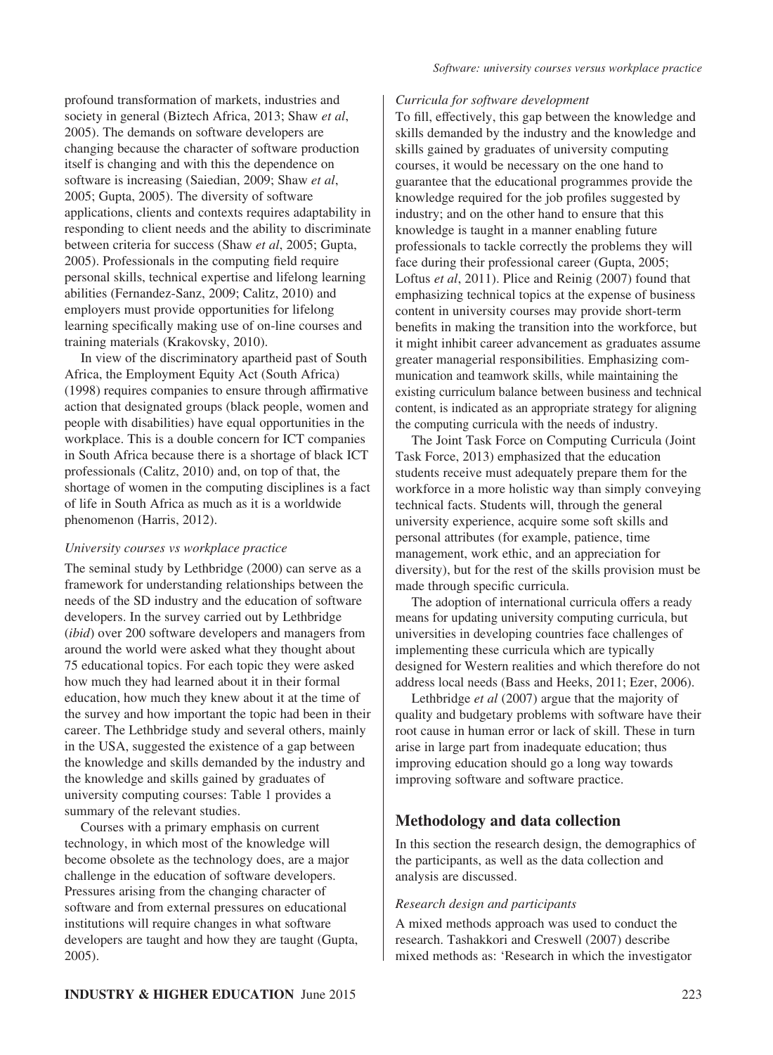profound transformation of markets, industries and society in general (Biztech Africa, 2013; Shaw *et al*, 2005). The demands on software developers are changing because the character of software production itself is changing and with this the dependence on software is increasing (Saiedian, 2009; Shaw *et al*, 2005; Gupta, 2005). The diversity of software applications, clients and contexts requires adaptability in responding to client needs and the ability to discriminate between criteria for success (Shaw *et al*, 2005; Gupta, 2005). Professionals in the computing field require personal skills, technical expertise and lifelong learning abilities (Fernandez-Sanz, 2009; Calitz, 2010) and employers must provide opportunities for lifelong learning specifically making use of on-line courses and training materials (Krakovsky, 2010).

In view of the discriminatory apartheid past of South Africa, the Employment Equity Act (South Africa) (1998) requires companies to ensure through affirmative action that designated groups (black people, women and people with disabilities) have equal opportunities in the workplace. This is a double concern for ICT companies in South Africa because there is a shortage of black ICT professionals (Calitz, 2010) and, on top of that, the shortage of women in the computing disciplines is a fact of life in South Africa as much as it is a worldwide phenomenon (Harris, 2012).

*University courses vs workplace practice*

The seminal study by Lethbridge (2000) can serve as a framework for understanding relationships between the needs of the SD industry and the education of software developers. In the survey carried out by Lethbridge (*ibid*) over 200 software developers and managers from around the world were asked what they thought about 75 educational topics. For each topic they were asked how much they had learned about it in their formal education, how much they knew about it at the time of the survey and how important the topic had been in their career. The Lethbridge study and several others, mainly in the USA, suggested the existence of a gap between the knowledge and skills demanded by the industry and the knowledge and skills gained by graduates of university computing courses: Table 1 provides a summary of the relevant studies.

Courses with a primary emphasis on current technology, in which most of the knowledge will become obsolete as the technology does, are a major challenge in the education of software developers. Pressures arising from the changing character of software and from external pressures on educational institutions will require changes in what software developers are taught and how they are taught (Gupta, 2005).

*Curricula for software development*

To fill, effectively, this gap between the knowledge and skills demanded by the industry and the knowledge and skills gained by graduates of university computing courses, it would be necessary on the one hand to guarantee that the educational programmes provide the knowledge required for the job profiles suggested by industry; and on the other hand to ensure that this knowledge is taught in a manner enabling future professionals to tackle correctly the problems they will face during their professional career (Gupta, 2005; Loftus *et al*, 2011). Plice and Reinig (2007) found that emphasizing technical topics at the expense of business content in university courses may provide short-term benefits in making the transition into the workforce, but it might inhibit career advancement as graduates assume greater managerial responsibilities. Emphasizing communication and teamwork skills, while maintaining the existing curriculum balance between business and technical content, is indicated as an appropriate strategy for aligning the computing curricula with the needs of industry.

The Joint Task Force on Computing Curricula (Joint Task Force, 2013) emphasized that the education students receive must adequately prepare them for the workforce in a more holistic way than simply conveying technical facts. Students will, through the general university experience, acquire some soft skills and personal attributes (for example, patience, time management, work ethic, and an appreciation for diversity), but for the rest of the skills provision must be made through specific curricula.

The adoption of international curricula offers a ready means for updating university computing curricula, but universities in developing countries face challenges of implementing these curricula which are typically designed for Western realities and which therefore do not address local needs (Bass and Heeks, 2011; Ezer, 2006).

Lethbridge *et al* (2007) argue that the majority of quality and budgetary problems with software have their root cause in human error or lack of skill. These in turn arise in large part from inadequate education; thus improving education should go a long way towards improving software and software practice.

## Methodology and data collection

In this section the research design, the demographics of the participants, as well as the data collection and analysis are discussed.

*Research design and participants*

A mixed methods approach was used to conduct the research. Tashakkori and Creswell (2007) describe mixed methods as: 'Research in which the investigator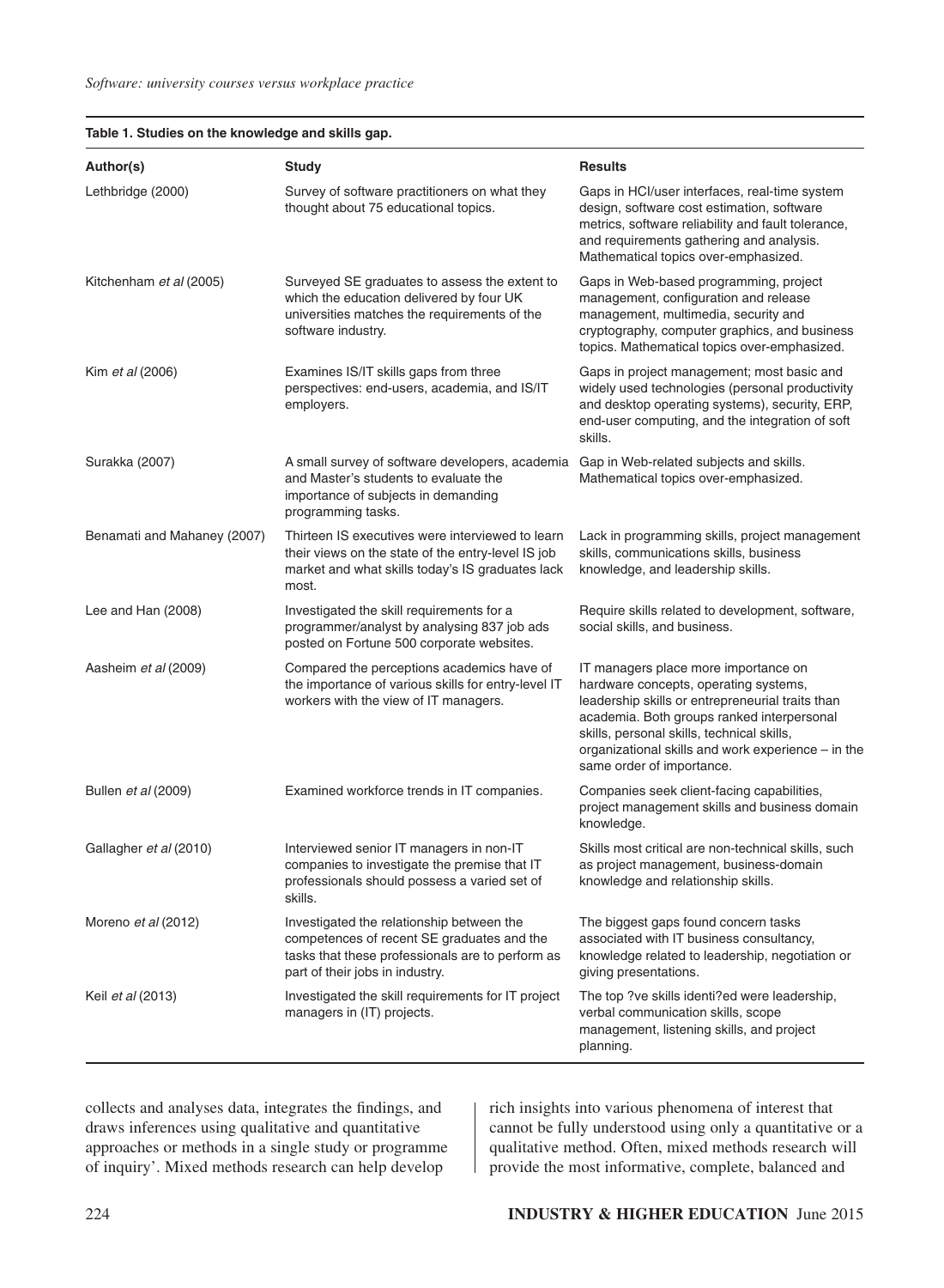**Table 1. Studies on the knowledge and skills gap.**

| Author(s) | Study | Results |
|---|---|---|
| Lethbridge (2000) | Survey of software practitioners on what they thought about 75 educational topics. | Gaps in HCI/user interfaces, real-time system design, software cost estimation, software metrics, software reliability and fault tolerance, and requirements gathering and analysis. Mathematical topics over-emphasized. |
| Kitchenham *et al* (2005) | Surveyed SE graduates to assess the extent to which the education delivered by four UK universities matches the requirements of the software industry. | Gaps in Web-based programming, project management, configuration and release management, multimedia, security and cryptography, computer graphics, and business topics. Mathematical topics over-emphasized. |
| Kim *et al* (2006) | Examines IS/IT skills gaps from three perspectives: end-users, academia, and IS/IT employers. | Gaps in project management; most basic and widely used technologies (personal productivity and desktop operating systems), security, ERP, end-user computing, and the integration of soft skills. |
| Surakka (2007) | A small survey of software developers, academia and Master's students to evaluate the importance of subjects in demanding programming tasks. | Gap in Web-related subjects and skills. Mathematical topics over-emphasized. |
| Benamati and Mahaney (2007) | Thirteen IS executives were interviewed to learn their views on the state of the entry-level IS job market and what skills today's IS graduates lack most. | Lack in programming skills, project management skills, communications skills, business knowledge, and leadership skills. |
| Lee and Han (2008) | Investigated the skill requirements for a programmer/analyst by analysing 837 job ads posted on Fortune 500 corporate websites. | Require skills related to development, software, social skills, and business. |
| Aasheim *et al* (2009) | Compared the perceptions academics have of the importance of various skills for entry-level IT workers with the view of IT managers. | IT managers place more importance on hardware concepts, operating systems, leadership skills or entrepreneurial traits than academia. Both groups ranked interpersonal skills, personal skills, technical skills, organizational skills and work experience – in the same order of importance. |
| Bullen *et al* (2009) | Examined workforce trends in IT companies. | Companies seek client-facing capabilities, project management skills and business domain knowledge. |
| Gallagher *et al* (2010) | Interviewed senior IT managers in non-IT companies to investigate the premise that IT professionals should possess a varied set of skills. | Skills most critical are non-technical skills, such as project management, business-domain knowledge and relationship skills. |
| Moreno *et al* (2012) | Investigated the relationship between the competences of recent SE graduates and the tasks that these professionals are to perform as part of their jobs in industry. | The biggest gaps found concern tasks associated with IT business consultancy, knowledge related to leadership, negotiation or giving presentations. |
| Keil *et al* (2013) | Investigated the skill requirements for IT project managers in (IT) projects. | The top ?ve skills identi?ed were leadership, verbal communication skills, scope management, listening skills, and project planning. |

collects and analyses data, integrates the findings, and draws inferences using qualitative and quantitative approaches or methods in a single study or programme of inquiry'. Mixed methods research can help develop rich insights into various phenomena of interest that cannot be fully understood using only a quantitative or a qualitative method. Often, mixed methods research will provide the most informative, complete, balanced and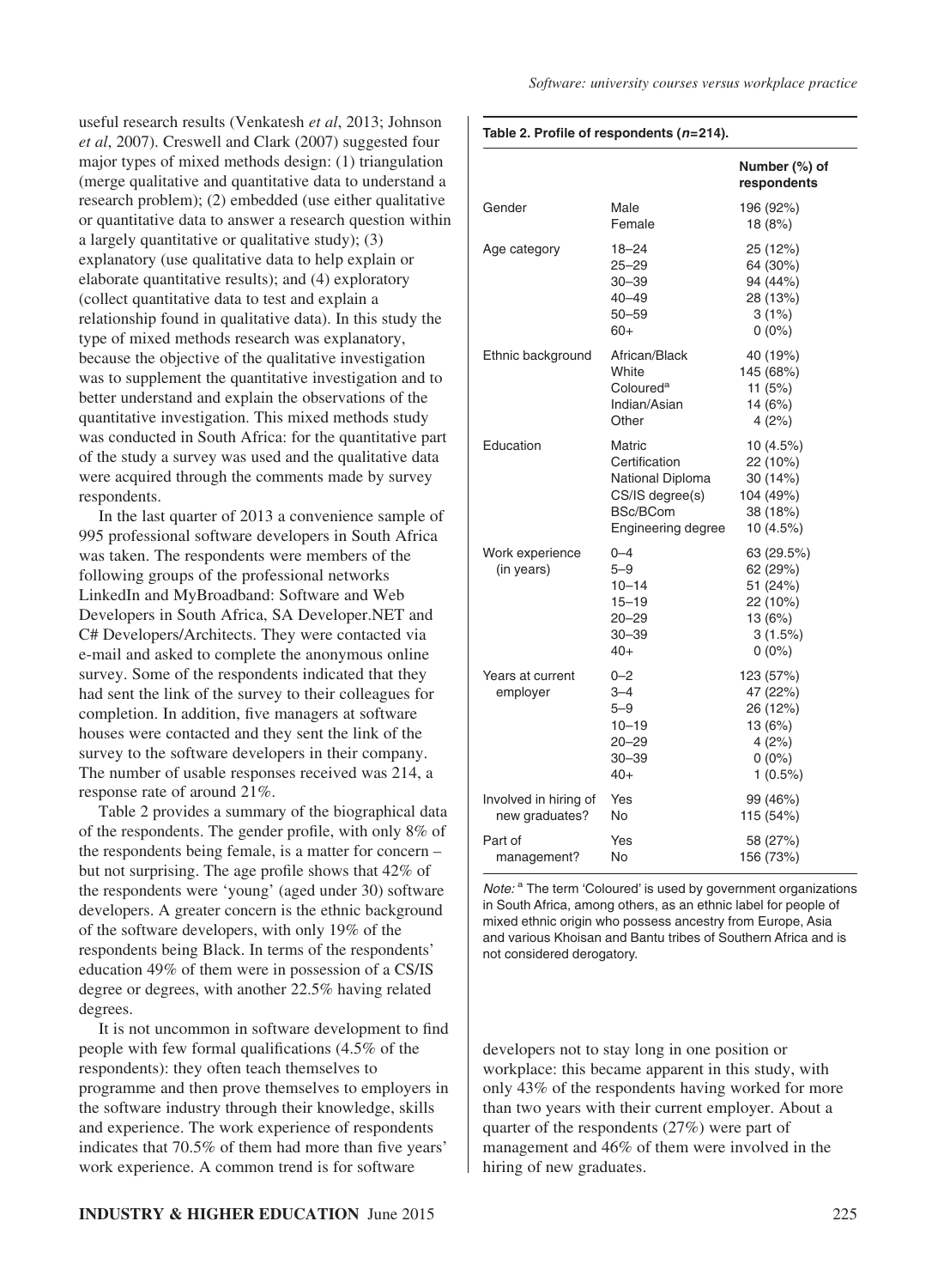useful research results (Venkatesh *et al*, 2013; Johnson *et al*, 2007). Creswell and Clark (2007) suggested four major types of mixed methods design: (1) triangulation (merge qualitative and quantitative data to understand a research problem); (2) embedded (use either qualitative or quantitative data to answer a research question within a largely quantitative or qualitative study); (3) explanatory (use qualitative data to help explain or elaborate quantitative results); and (4) exploratory (collect quantitative data to test and explain a relationship found in qualitative data). In this study the type of mixed methods research was explanatory, because the objective of the qualitative investigation was to supplement the quantitative investigation and to better understand and explain the observations of the quantitative investigation. This mixed methods study was conducted in South Africa: for the quantitative part of the study a survey was used and the qualitative data were acquired through the comments made by survey respondents.

In the last quarter of 2013 a convenience sample of 995 professional software developers in South Africa was taken. The respondents were members of the following groups of the professional networks LinkedIn and MyBroadband: Software and Web Developers in South Africa, SA Developer.NET and C# Developers/Architects. They were contacted via e-mail and asked to complete the anonymous online survey. Some of the respondents indicated that they had sent the link of the survey to their colleagues for completion. In addition, five managers at software houses were contacted and they sent the link of the survey to the software developers in their company. The number of usable responses received was 214, a response rate of around 21%.

Table 2 provides a summary of the biographical data of the respondents. The gender profile, with only 8% of the respondents being female, is a matter for concern – but not surprising. The age profile shows that 42% of the respondents were 'young' (aged under 30) software developers. A greater concern is the ethnic background of the software developers, with only 19% of the respondents being Black. In terms of the respondents' education 49% of them were in possession of a CS/IS degree or degrees, with another 22.5% having related degrees.

It is not uncommon in software development to find people with few formal qualifications (4.5% of the respondents): they often teach themselves to programme and then prove themselves to employers in the software industry through their knowledge, skills and experience. The work experience of respondents indicates that 70.5% of them had more than five years' work experience. A common trend is for software developers not to stay long in one position or workplace: this became apparent in this study, with only 43% of the respondents having worked for more than two years with their current employer. About a quarter of the respondents (27%) were part of management and 46% of them were involved in the hiring of new graduates.

**Table 2. Profile of respondents (*n*=214).**

| | | Number (%) of respondents |
|---|---|---|
| Gender | Male | 196 (92%) |
| | Female | 18 (8%) |
| Age category | 18–24 | 25 (12%) |
| | 25–29 | 64 (30%) |
| | 30–39 | 94 (44%) |
| | 40–49 | 28 (13%) |
| | 50–59 | 3 (1%) |
| | 60+ | 0 (0%) |
| Ethnic background | African/Black | 40 (19%) |
| | White | 145 (68%) |
| | Coloured[a] | 11 (5%) |
| | Indian/Asian | 14 (6%) |
| | Other | 4 (2%) |
| Education | Matric | 10 (4.5%) |
| | Certification | 22 (10%) |
| | National Diploma | 30 (14%) |
| | CS/IS degree(s) | 104 (49%) |
| | BSc/BCom | 38 (18%) |
| | Engineering degree | 10 (4.5%) |
| Work experience (in years) | 0–4 | 63 (29.5%) |
| | 5–9 | 62 (29%) |
| | 10–14 | 51 (24%) |
| | 15–19 | 22 (10%) |
| | 20–29 | 13 (6%) |
| | 30–39 | 3 (1.5%) |
| | 40+ | 0 (0%) |
| Years at current employer | 0–2 | 123 (57%) |
| | 3–4 | 47 (22%) |
| | 5–9 | 26 (12%) |
| | 10–19 | 13 (6%) |
| | 20–29 | 4 (2%) |
| | 30–39 | 0 (0%) |
| | 40+ | 1 (0.5%) |
| Involved in hiring of new graduates? | Yes | 99 (46%) |
| | No | 115 (54%) |
| Part of management? | Yes | 58 (27%) |
| | No | 156 (73%) |

*Note:* [a] The term 'Coloured' is used by government organizations in South Africa, among others, as an ethnic label for people of mixed ethnic origin who possess ancestry from Europe, Asia and various Khoisan and Bantu tribes of Southern Africa and is not considered derogatory.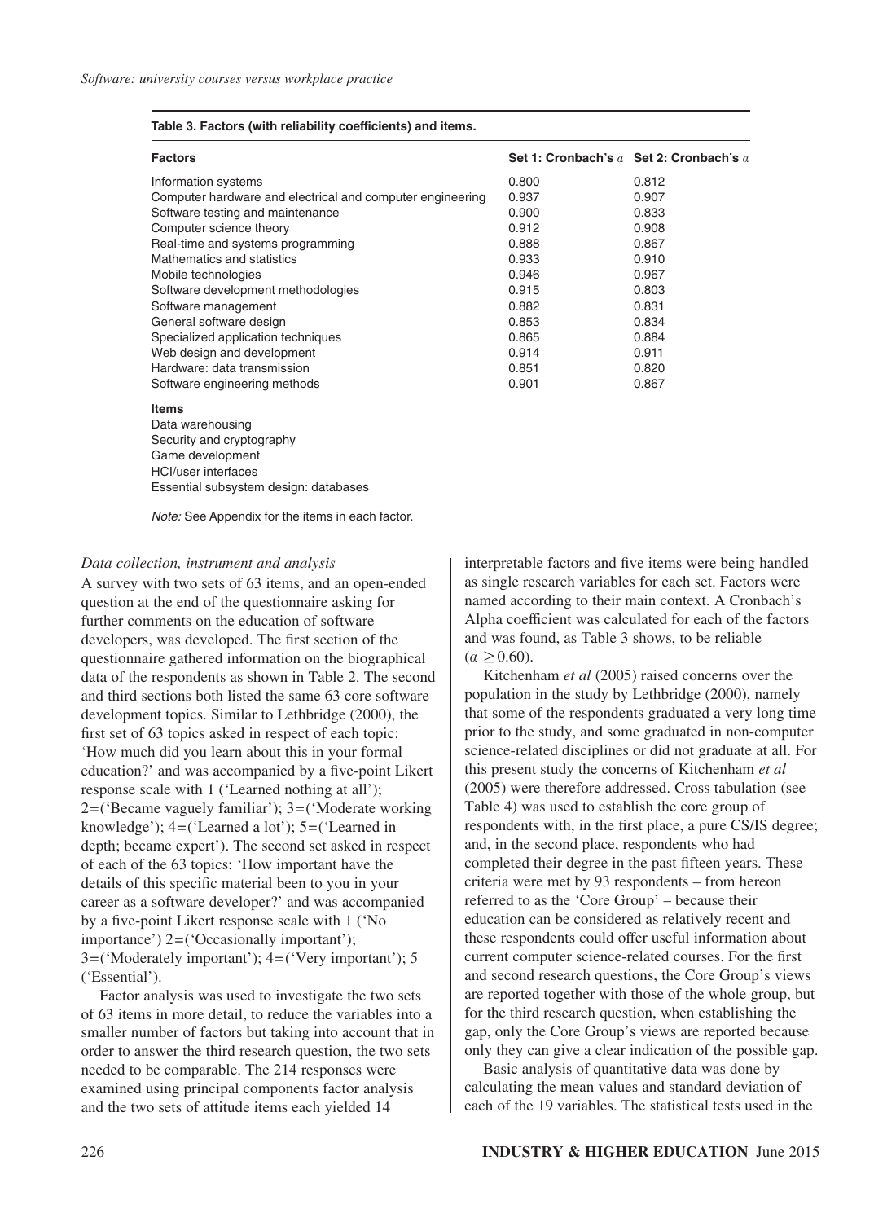**Table 3. Factors (with reliability coefficients) and items.**

| Factors | Set 1: Cronbach's $\alpha$ | Set 2: Cronbach's $\alpha$ |
|---|---|---|
| Information systems | 0.800 | 0.812 |
| Computer hardware and electrical and computer engineering | 0.937 | 0.907 |
| Software testing and maintenance | 0.900 | 0.833 |
| Computer science theory | 0.912 | 0.908 |
| Real-time and systems programming | 0.888 | 0.867 |
| Mathematics and statistics | 0.933 | 0.910 |
| Mobile technologies | 0.946 | 0.967 |
| Software development methodologies | 0.915 | 0.803 |
| Software management | 0.882 | 0.831 |
| General software design | 0.853 | 0.834 |
| Specialized application techniques | 0.865 | 0.884 |
| Web design and development | 0.914 | 0.911 |
| Hardware: data transmission | 0.851 | 0.820 |
| Software engineering methods | 0.901 | 0.867 |
| **Items** | | |
| Data warehousing | | |
| Security and cryptography | | |
| Game development | | |
| HCI/user interfaces | | |
| Essential subsystem design: databases | | |

*Note:* See Appendix for the items in each factor.

### *Data collection, instrument and analysis*

A survey with two sets of 63 items, and an open-ended question at the end of the questionnaire asking for further comments on the education of software developers, was developed. The first section of the questionnaire gathered information on the biographical data of the respondents as shown in Table 2. The second and third sections both listed the same 63 core software development topics. Similar to Lethbridge (2000), the first set of 63 topics asked in respect of each topic: 'How much did you learn about this in your formal education?' and was accompanied by a five-point Likert response scale with 1 ('Learned nothing at all'); 2=('Became vaguely familiar'); 3=('Moderate working knowledge'); 4=('Learned a lot'); 5=('Learned in depth; became expert'). The second set asked in respect of each of the 63 topics: 'How important have the details of this specific material been to you in your career as a software developer?' and was accompanied by a five-point Likert response scale with 1 ('No importance') 2=('Occasionally important'); 3=('Moderately important'); 4=('Very important'); 5 ('Essential').

Factor analysis was used to investigate the two sets of 63 items in more detail, to reduce the variables into a smaller number of factors but taking into account that in order to answer the third research question, the two sets needed to be comparable. The 214 responses were examined using principal components factor analysis and the two sets of attitude items each yielded 14 interpretable factors and five items were being handled as single research variables for each set. Factors were named according to their main context. A Cronbach's Alpha coefficient was calculated for each of the factors and was found, as Table 3 shows, to be reliable ($\alpha \geq 0.60$).

Kitchenham *et al* (2005) raised concerns over the population in the study by Lethbridge (2000), namely that some of the respondents graduated a very long time prior to the study, and some graduated in non-computer science-related disciplines or did not graduate at all. For this present study the concerns of Kitchenham *et al* (2005) were therefore addressed. Cross tabulation (see Table 4) was used to establish the core group of respondents with, in the first place, a pure CS/IS degree; and, in the second place, respondents who had completed their degree in the past fifteen years. These criteria were met by 93 respondents – from hereon referred to as the 'Core Group' – because their education can be considered as relatively recent and these respondents could offer useful information about current computer science-related courses. For the first and second research questions, the Core Group's views are reported together with those of the whole group, but for the third research question, when establishing the gap, only the Core Group's views are reported because only they can give a clear indication of the possible gap.

Basic analysis of quantitative data was done by calculating the mean values and standard deviation of each of the 19 variables. The statistical tests used in the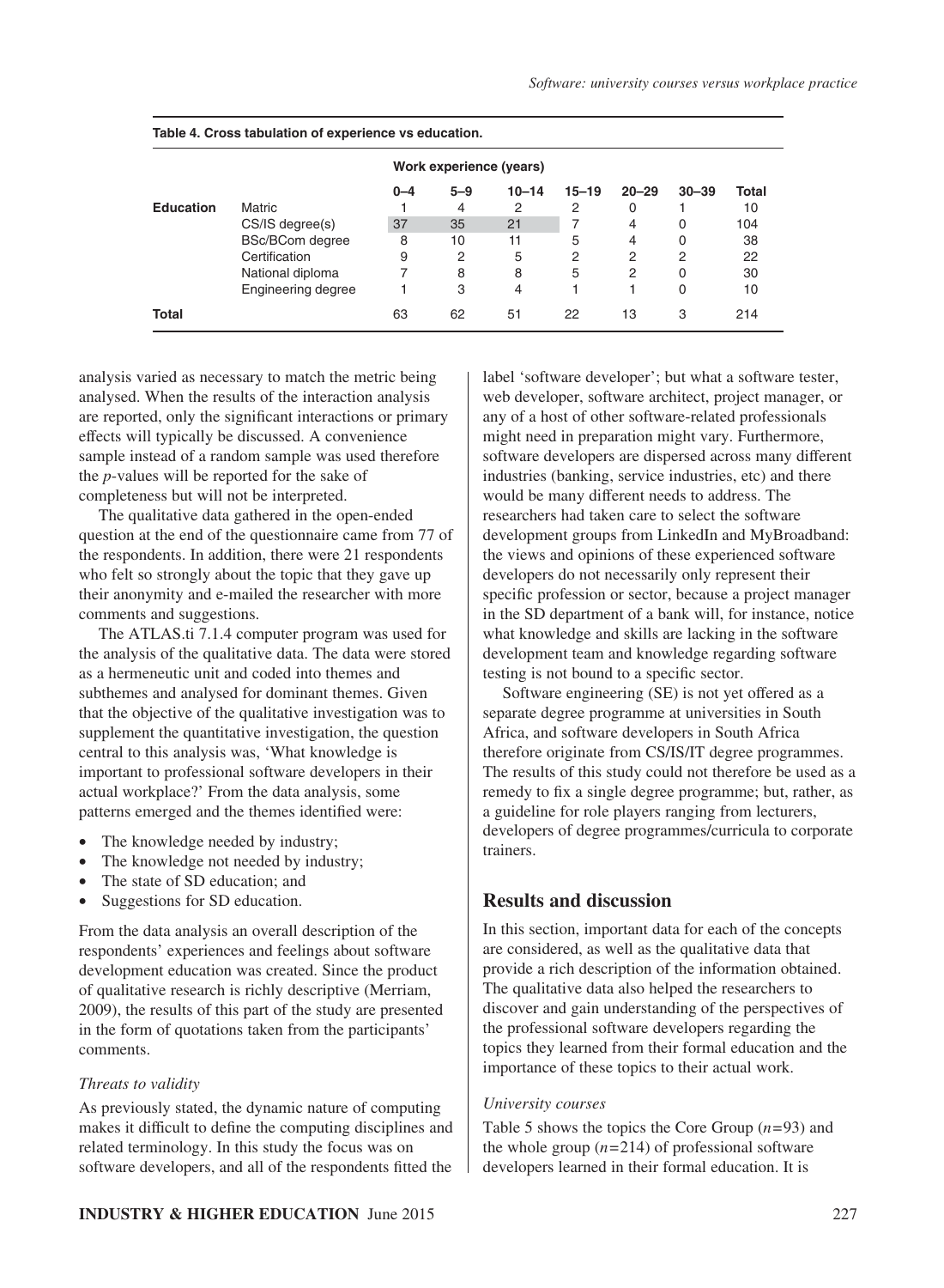**Table 4. Cross tabulation of experience vs education.**

| | | Work experience (years) | | | | | | |
|---|---|---|---|---|---|---|---|---|
| | | 0–4 | 5–9 | 10–14 | 15–19 | 20–29 | 30–39 | Total |
| **Education** | Matric | 1 | 4 | 2 | 2 | 0 | 1 | 10 |
| | CS/IS degree(s) | 37 | 35 | 21 | 7 | 4 | 0 | 104 |
| | BSc/BCom degree | 8 | 10 | 11 | 5 | 4 | 0 | 38 |
| | Certification | 9 | 2 | 5 | 2 | 2 | 2 | 22 |
| | National diploma | 7 | 8 | 8 | 5 | 2 | 0 | 30 |
| | Engineering degree | 1 | 3 | 4 | 1 | 1 | 0 | 10 |
| **Total** | | 63 | 62 | 51 | 22 | 13 | 3 | 214 |

analysis varied as necessary to match the metric being analysed. When the results of the interaction analysis are reported, only the significant interactions or primary effects will typically be discussed. A convenience sample instead of a random sample was used therefore the *p*-values will be reported for the sake of completeness but will not be interpreted.

The qualitative data gathered in the open-ended question at the end of the questionnaire came from 77 of the respondents. In addition, there were 21 respondents who felt so strongly about the topic that they gave up their anonymity and e-mailed the researcher with more comments and suggestions.

The ATLAS.ti 7.1.4 computer program was used for the analysis of the qualitative data. The data were stored as a hermeneutic unit and coded into themes and subthemes and analysed for dominant themes. Given that the objective of the qualitative investigation was to supplement the quantitative investigation, the question central to this analysis was, 'What knowledge is important to professional software developers in their actual workplace?' From the data analysis, some patterns emerged and the themes identified were:

- The knowledge needed by industry;
- The knowledge not needed by industry;
- The state of SD education; and
- Suggestions for SD education.

From the data analysis an overall description of the respondents' experiences and feelings about software development education was created. Since the product of qualitative research is richly descriptive (Merriam, 2009), the results of this part of the study are presented in the form of quotations taken from the participants' comments.

### *Threats to validity*

As previously stated, the dynamic nature of computing makes it difficult to define the computing disciplines and related terminology. In this study the focus was on software developers, and all of the respondents fitted the label 'software developer'; but what a software tester, web developer, software architect, project manager, or any of a host of other software-related professionals might need in preparation might vary. Furthermore, software developers are dispersed across many different industries (banking, service industries, etc) and there would be many different needs to address. The researchers had taken care to select the software development groups from LinkedIn and MyBroadband: the views and opinions of these experienced software developers do not necessarily only represent their specific profession or sector, because a project manager in the SD department of a bank will, for instance, notice what knowledge and skills are lacking in the software development team and knowledge regarding software testing is not bound to a specific sector.

Software engineering (SE) is not yet offered as a separate degree programme at universities in South Africa, and software developers in South Africa therefore originate from CS/IS/IT degree programmes. The results of this study could not therefore be used as a remedy to fix a single degree programme; but, rather, as a guideline for role players ranging from lecturers, developers of degree programmes/curricula to corporate trainers.

## Results and discussion

In this section, important data for each of the concepts are considered, as well as the qualitative data that provide a rich description of the information obtained. The qualitative data also helped the researchers to discover and gain understanding of the perspectives of the professional software developers regarding the topics they learned from their formal education and the importance of these topics to their actual work.

### *University courses*

Table 5 shows the topics the Core Group ($n$=93) and the whole group ($n$=214) of professional software developers learned in their formal education. It is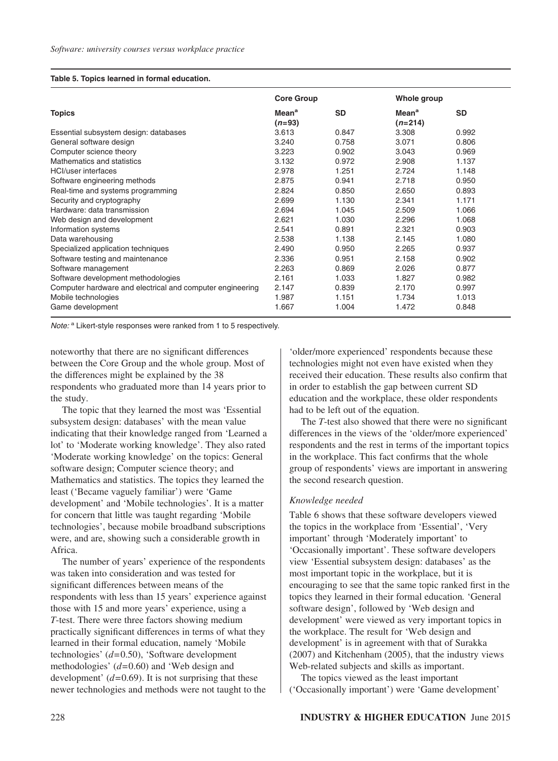**Table 5. Topics learned in formal education.**

| Topics | Core Group | | Whole group | |
|---|---|---|---|---|
| | Mean[a] ($n$=93) | SD | Mean[a] ($n$=214) | SD |
| Essential subsystem design: databases | 3.613 | 0.847 | 3.308 | 0.992 |
| General software design | 3.240 | 0.758 | 3.071 | 0.806 |
| Computer science theory | 3.223 | 0.902 | 3.043 | 0.969 |
| Mathematics and statistics | 3.132 | 0.972 | 2.908 | 1.137 |
| HCI/user interfaces | 2.978 | 1.251 | 2.724 | 1.148 |
| Software engineering methods | 2.875 | 0.941 | 2.718 | 0.950 |
| Real-time and systems programming | 2.824 | 0.850 | 2.650 | 0.893 |
| Security and cryptography | 2.699 | 1.130 | 2.341 | 1.171 |
| Hardware: data transmission | 2.694 | 1.045 | 2.509 | 1.066 |
| Web design and development | 2.621 | 1.030 | 2.296 | 1.068 |
| Information systems | 2.541 | 0.891 | 2.321 | 0.903 |
| Data warehousing | 2.538 | 1.138 | 2.145 | 1.080 |
| Specialized application techniques | 2.490 | 0.950 | 2.265 | 0.937 |
| Software testing and maintenance | 2.336 | 0.951 | 2.158 | 0.902 |
| Software management | 2.263 | 0.869 | 2.026 | 0.877 |
| Software development methodologies | 2.161 | 1.033 | 1.827 | 0.982 |
| Computer hardware and electrical and computer engineering | 2.147 | 0.839 | 2.170 | 0.997 |
| Mobile technologies | 1.987 | 1.151 | 1.734 | 1.013 |
| Game development | 1.667 | 1.004 | 1.472 | 0.848 |

*Note:* [a] Likert-style responses were ranked from 1 to 5 respectively.

noteworthy that there are no significant differences between the Core Group and the whole group. Most of the differences might be explained by the 38 respondents who graduated more than 14 years prior to the study.

The topic that they learned the most was 'Essential subsystem design: databases' with the mean value indicating that their knowledge ranged from 'Learned a lot' to 'Moderate working knowledge'. They also rated 'Moderate working knowledge' on the topics: General software design; Computer science theory; and Mathematics and statistics. The topics they learned the least ('Became vaguely familiar') were 'Game development' and 'Mobile technologies'. It is a matter for concern that little was taught regarding 'Mobile technologies', because mobile broadband subscriptions were, and are, showing such a considerable growth in Africa.

The number of years' experience of the respondents was taken into consideration and was tested for significant differences between means of the respondents with less than 15 years' experience against those with 15 and more years' experience, using a *T*-test. There were three factors showing medium practically significant differences in terms of what they learned in their formal education, namely 'Mobile technologies' ($d$=0.50), 'Software development methodologies' ($d$=0.60) and 'Web design and development' ($d$=0.69). It is not surprising that these newer technologies and methods were not taught to the 'older/more experienced' respondents because these technologies might not even have existed when they received their education. These results also confirm that in order to establish the gap between current SD education and the workplace, these older respondents had to be left out of the equation.

The *T*-test also showed that there were no significant differences in the views of the 'older/more experienced' respondents and the rest in terms of the important topics in the workplace. This fact confirms that the whole group of respondents' views are important in answering the second research question.

### *Knowledge needed*

Table 6 shows that these software developers viewed the topics in the workplace from 'Essential', 'Very important' through 'Moderately important' to 'Occasionally important'. These software developers view 'Essential subsystem design: databases' as the most important topic in the workplace, but it is encouraging to see that the same topic ranked first in the topics they learned in their formal education. 'General software design', followed by 'Web design and development' were viewed as very important topics in the workplace. The result for 'Web design and development' is in agreement with that of Surakka (2007) and Kitchenham (2005), that the industry views Web-related subjects and skills as important.

The topics viewed as the least important ('Occasionally important') were 'Game development'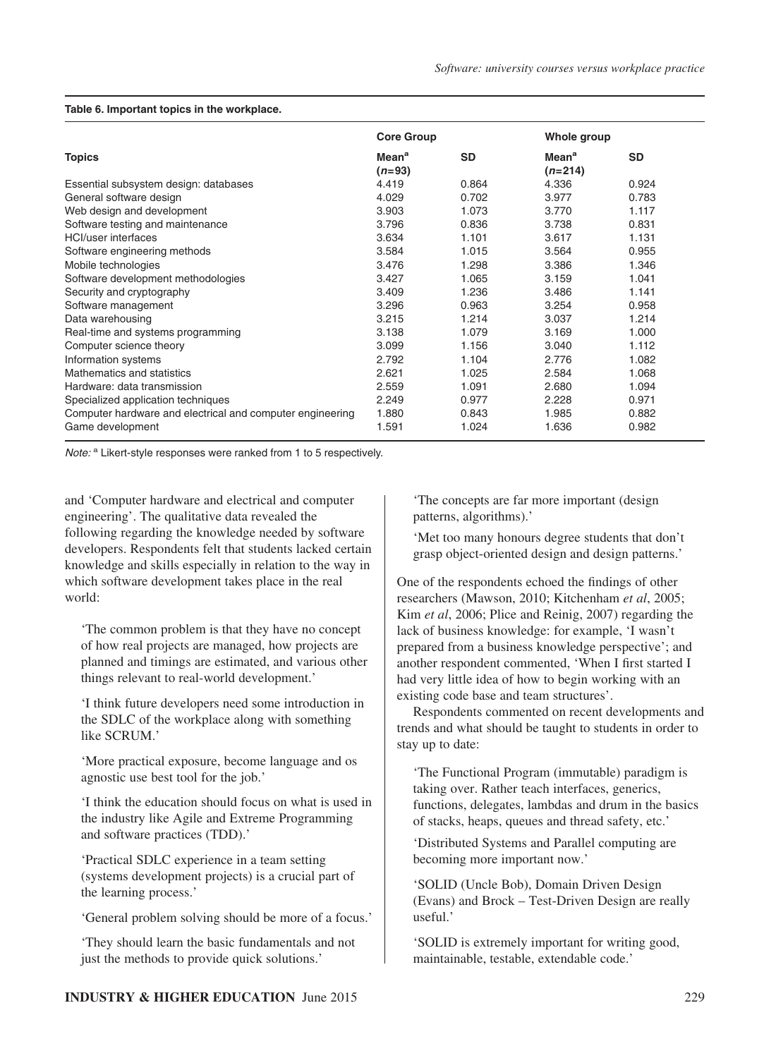**Table 6. Important topics in the workplace.**

| Topics | Core Group | | Whole group | |
|---|---|---|---|---|
| | Mean[a] (n=93) | SD | Mean[a] (n=214) | SD |
| Essential subsystem design: databases | 4.419 | 0.864 | 4.336 | 0.924 |
| General software design | 4.029 | 0.702 | 3.977 | 0.783 |
| Web design and development | 3.903 | 1.073 | 3.770 | 1.117 |
| Software testing and maintenance | 3.796 | 0.836 | 3.738 | 0.831 |
| HCI/user interfaces | 3.634 | 1.101 | 3.617 | 1.131 |
| Software engineering methods | 3.584 | 1.015 | 3.564 | 0.955 |
| Mobile technologies | 3.476 | 1.298 | 3.386 | 1.346 |
| Software development methodologies | 3.427 | 1.065 | 3.159 | 1.041 |
| Security and cryptography | 3.409 | 1.236 | 3.486 | 1.141 |
| Software management | 3.296 | 0.963 | 3.254 | 0.958 |
| Data warehousing | 3.215 | 1.214 | 3.037 | 1.214 |
| Real-time and systems programming | 3.138 | 1.079 | 3.169 | 1.000 |
| Computer science theory | 3.099 | 1.156 | 3.040 | 1.112 |
| Information systems | 2.792 | 1.104 | 2.776 | 1.082 |
| Mathematics and statistics | 2.621 | 1.025 | 2.584 | 1.068 |
| Hardware: data transmission | 2.559 | 1.091 | 2.680 | 1.094 |
| Specialized application techniques | 2.249 | 0.977 | 2.228 | 0.971 |
| Computer hardware and electrical and computer engineering | 1.880 | 0.843 | 1.985 | 0.882 |
| Game development | 1.591 | 1.024 | 1.636 | 0.982 |

*Note:* [a] Likert-style responses were ranked from 1 to 5 respectively.

and 'Computer hardware and electrical and computer engineering'. The qualitative data revealed the following regarding the knowledge needed by software developers. Respondents felt that students lacked certain knowledge and skills especially in relation to the way in which software development takes place in the real world:

> 'The common problem is that they have no concept of how real projects are managed, how projects are planned and timings are estimated, and various other things relevant to real-world development.'
>
> 'I think future developers need some introduction in the SDLC of the workplace along with something like SCRUM.'
>
> 'More practical exposure, become language and os agnostic use best tool for the job.'
>
> 'I think the education should focus on what is used in the industry like Agile and Extreme Programming and software practices (TDD).'
>
> 'Practical SDLC experience in a team setting (systems development projects) is a crucial part of the learning process.'
>
> 'General problem solving should be more of a focus.'
>
> 'They should learn the basic fundamentals and not just the methods to provide quick solutions.'
>
> 'The concepts are far more important (design patterns, algorithms).'
>
> 'Met too many honours degree students that don't grasp object-oriented design and design patterns.'

One of the respondents echoed the findings of other researchers (Mawson, 2010; Kitchenham *et al*, 2005; Kim *et al*, 2006; Plice and Reinig, 2007) regarding the lack of business knowledge: for example, 'I wasn't prepared from a business knowledge perspective'; and another respondent commented, 'When I first started I had very little idea of how to begin working with an existing code base and team structures'.

Respondents commented on recent developments and trends and what should be taught to students in order to stay up to date:

> 'The Functional Program (immutable) paradigm is taking over. Rather teach interfaces, generics, functions, delegates, lambdas and drum in the basics of stacks, heaps, queues and thread safety, etc.'
>
> 'Distributed Systems and Parallel computing are becoming more important now.'
>
> 'SOLID (Uncle Bob), Domain Driven Design (Evans) and Brock – Test-Driven Design are really useful.'
>
> 'SOLID is extremely important for writing good, maintainable, testable, extendable code.'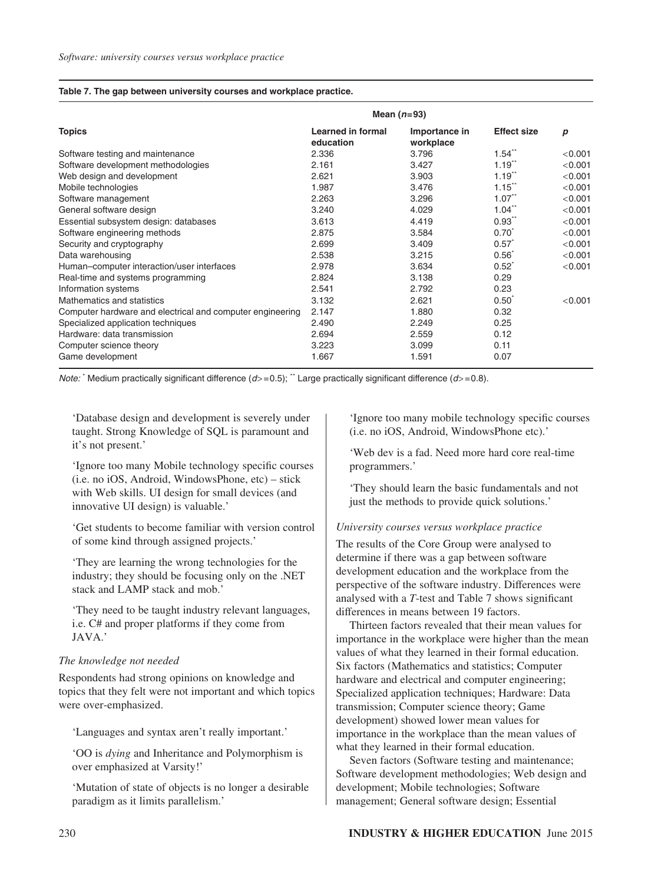**Table 7. The gap between university courses and workplace practice.**

| Topics | Mean ($n$=93) | | | |
|---|---|---|---|---|
| | Learned in formal education | Importance in workplace | Effect size | $p$ |
| Software testing and maintenance | 2.336 | 3.796 | 1.54** | <0.001 |
| Software development methodologies | 2.161 | 3.427 | 1.19** | <0.001 |
| Web design and development | 2.621 | 3.903 | 1.19** | <0.001 |
| Mobile technologies | 1.987 | 3.476 | 1.15** | <0.001 |
| Software management | 2.263 | 3.296 | 1.07** | <0.001 |
| General software design | 3.240 | 4.029 | 1.04** | <0.001 |
| Essential subsystem design: databases | 3.613 | 4.419 | 0.93** | <0.001 |
| Software engineering methods | 2.875 | 3.584 | 0.70* | <0.001 |
| Security and cryptography | 2.699 | 3.409 | 0.57* | <0.001 |
| Data warehousing | 2.538 | 3.215 | 0.56* | <0.001 |
| Human–computer interaction/user interfaces | 2.978 | 3.634 | 0.52* | <0.001 |
| Real-time and systems programming | 2.824 | 3.138 | 0.29 | |
| Information systems | 2.541 | 2.792 | 0.23 | |
| Mathematics and statistics | 3.132 | 2.621 | 0.50* | <0.001 |
| Computer hardware and electrical and computer engineering | 2.147 | 1.880 | 0.32 | |
| Specialized application techniques | 2.490 | 2.249 | 0.25 | |
| Hardware: data transmission | 2.694 | 2.559 | 0.12 | |
| Computer science theory | 3.223 | 3.099 | 0.11 | |
| Game development | 1.667 | 1.591 | 0.07 | |

*Note:* * Medium practically significant difference ($d$>=0.5); ** Large practically significant difference ($d$>=0.8).

'Database design and development is severely under taught. Strong Knowledge of SQL is paramount and it's not present.'

'Ignore too many Mobile technology specific courses (i.e. no iOS, Android, WindowsPhone, etc) – stick with Web skills. UI design for small devices (and innovative UI design) is valuable.'

'Get students to become familiar with version control of some kind through assigned projects.'

'They are learning the wrong technologies for the industry; they should be focusing only on the .NET stack and LAMP stack and mob.'

'They need to be taught industry relevant languages, i.e. C# and proper platforms if they come from JAVA.'

### *The knowledge not needed*

Respondents had strong opinions on knowledge and topics that they felt were not important and which topics were over-emphasized.

'Languages and syntax aren't really important.'

'OO is *dying* and Inheritance and Polymorphism is over emphasized at Varsity!'

'Mutation of state of objects is no longer a desirable paradigm as it limits parallelism.'

'Ignore too many mobile technology specific courses (i.e. no iOS, Android, WindowsPhone etc).'

'Web dev is a fad. Need more hard core real-time programmers.'

'They should learn the basic fundamentals and not just the methods to provide quick solutions.'

### *University courses versus workplace practice*

The results of the Core Group were analysed to determine if there was a gap between software development education and the workplace from the perspective of the software industry. Differences were analysed with a *T*-test and Table 7 shows significant differences in means between 19 factors.

Thirteen factors revealed that their mean values for importance in the workplace were higher than the mean values of what they learned in their formal education. Six factors (Mathematics and statistics; Computer hardware and electrical and computer engineering; Specialized application techniques; Hardware: Data transmission; Computer science theory; Game development) showed lower mean values for importance in the workplace than the mean values of what they learned in their formal education.

Seven factors (Software testing and maintenance; Software development methodologies; Web design and development; Mobile technologies; Software management; General software design; Essential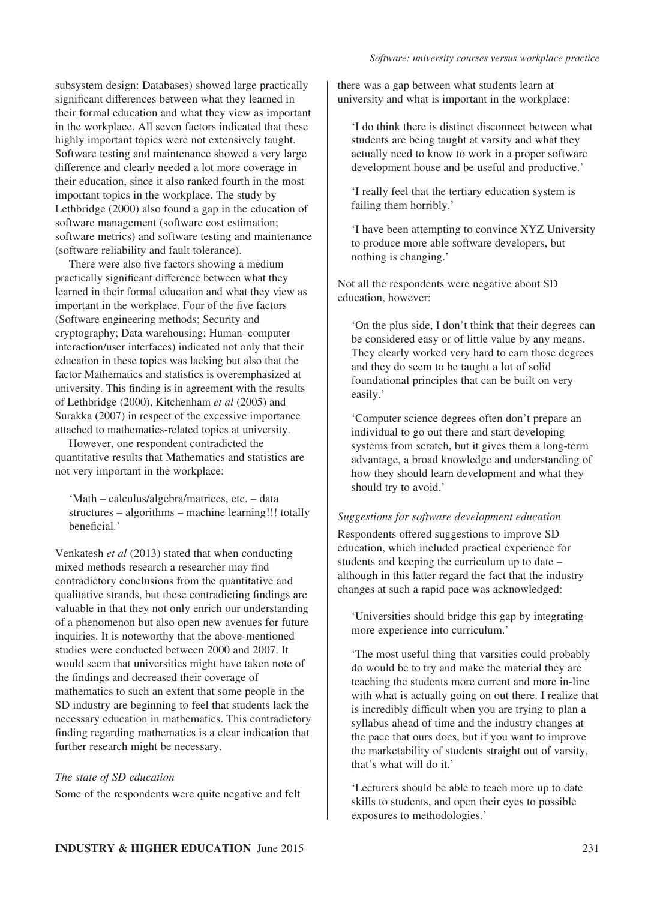subsystem design: Databases) showed large practically significant differences between what they learned in their formal education and what they view as important in the workplace. All seven factors indicated that these highly important topics were not extensively taught. Software testing and maintenance showed a very large difference and clearly needed a lot more coverage in their education, since it also ranked fourth in the most important topics in the workplace. The study by Lethbridge (2000) also found a gap in the education of software management (software cost estimation; software metrics) and software testing and maintenance (software reliability and fault tolerance).

There were also five factors showing a medium practically significant difference between what they learned in their formal education and what they view as important in the workplace. Four of the five factors (Software engineering methods; Security and cryptography; Data warehousing; Human–computer interaction/user interfaces) indicated not only that their education in these topics was lacking but also that the factor Mathematics and statistics is overemphasized at university. This finding is in agreement with the results of Lethbridge (2000), Kitchenham *et al* (2005) and Surakka (2007) in respect of the excessive importance attached to mathematics-related topics at university.

However, one respondent contradicted the quantitative results that Mathematics and statistics are not very important in the workplace:

> 'Math – calculus/algebra/matrices, etc. – data structures – algorithms – machine learning!!! totally beneficial.'

Venkatesh *et al* (2013) stated that when conducting mixed methods research a researcher may find contradictory conclusions from the quantitative and qualitative strands, but these contradicting findings are valuable in that they not only enrich our understanding of a phenomenon but also open new avenues for future inquiries. It is noteworthy that the above-mentioned studies were conducted between 2000 and 2007. It would seem that universities might have taken note of the findings and decreased their coverage of mathematics to such an extent that some people in the SD industry are beginning to feel that students lack the necessary education in mathematics. This contradictory finding regarding mathematics is a clear indication that further research might be necessary.

*The state of SD education*

Some of the respondents were quite negative and felt there was a gap between what students learn at university and what is important in the workplace:

> 'I do think there is distinct disconnect between what students are being taught at varsity and what they actually need to know to work in a proper software development house and be useful and productive.'

> 'I really feel that the tertiary education system is failing them horribly.'

> 'I have been attempting to convince XYZ University to produce more able software developers, but nothing is changing.'

Not all the respondents were negative about SD education, however:

> 'On the plus side, I don't think that their degrees can be considered easy or of little value by any means. They clearly worked very hard to earn those degrees and they do seem to be taught a lot of solid foundational principles that can be built on very easily.'

> 'Computer science degrees often don't prepare an individual to go out there and start developing systems from scratch, but it gives them a long-term advantage, a broad knowledge and understanding of how they should learn development and what they should try to avoid.'

*Suggestions for software development education*

Respondents offered suggestions to improve SD education, which included practical experience for students and keeping the curriculum up to date – although in this latter regard the fact that the industry changes at such a rapid pace was acknowledged:

> 'Universities should bridge this gap by integrating more experience into curriculum.'

> 'The most useful thing that varsities could probably do would be to try and make the material they are teaching the students more current and more in-line with what is actually going on out there. I realize that is incredibly difficult when you are trying to plan a syllabus ahead of time and the industry changes at the pace that ours does, but if you want to improve the marketability of students straight out of varsity, that's what will do it.'

> 'Lecturers should be able to teach more up to date skills to students, and open their eyes to possible exposures to methodologies.'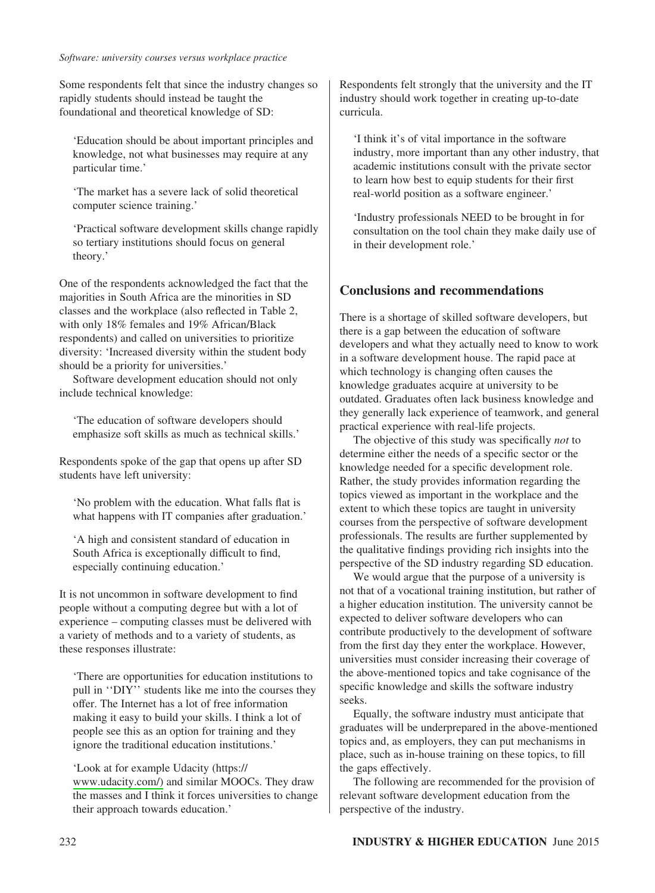Some respondents felt that since the industry changes so rapidly students should instead be taught the foundational and theoretical knowledge of SD:

> 'Education should be about important principles and knowledge, not what businesses may require at any particular time.'

> 'The market has a severe lack of solid theoretical computer science training.'

> 'Practical software development skills change rapidly so tertiary institutions should focus on general theory.'

One of the respondents acknowledged the fact that the majorities in South Africa are the minorities in SD classes and the workplace (also reflected in Table 2, with only 18% females and 19% African/Black respondents) and called on universities to prioritize diversity: 'Increased diversity within the student body should be a priority for universities.'

Software development education should not only include technical knowledge:

> 'The education of software developers should emphasize soft skills as much as technical skills.'

Respondents spoke of the gap that opens up after SD students have left university:

> 'No problem with the education. What falls flat is what happens with IT companies after graduation.'

> 'A high and consistent standard of education in South Africa is exceptionally difficult to find, especially continuing education.'

It is not uncommon in software development to find people without a computing degree but with a lot of experience – computing classes must be delivered with a variety of methods and to a variety of students, as these responses illustrate:

> 'There are opportunities for education institutions to pull in ''DIY'' students like me into the courses they offer. The Internet has a lot of free information making it easy to build your skills. I think a lot of people see this as an option for training and they ignore the traditional education institutions.'

> 'Look at for example Udacity (https://www.udacity.com/) and similar MOOCs. They draw the masses and I think it forces universities to change their approach towards education.'

Respondents felt strongly that the university and the IT industry should work together in creating up-to-date curricula.

> 'I think it's of vital importance in the software industry, more important than any other industry, that academic institutions consult with the private sector to learn how best to equip students for their first real-world position as a software engineer.'

> 'Industry professionals NEED to be brought in for consultation on the tool chain they make daily use of in their development role.'

## Conclusions and recommendations

There is a shortage of skilled software developers, but there is a gap between the education of software developers and what they actually need to know to work in a software development house. The rapid pace at which technology is changing often causes the knowledge graduates acquire at university to be outdated. Graduates often lack business knowledge and they generally lack experience of teamwork, and general practical experience with real-life projects.

The objective of this study was specifically *not* to determine either the needs of a specific sector or the knowledge needed for a specific development role. Rather, the study provides information regarding the topics viewed as important in the workplace and the extent to which these topics are taught in university courses from the perspective of software development professionals. The results are further supplemented by the qualitative findings providing rich insights into the perspective of the SD industry regarding SD education.

We would argue that the purpose of a university is not that of a vocational training institution, but rather of a higher education institution. The university cannot be expected to deliver software developers who can contribute productively to the development of software from the first day they enter the workplace. However, universities must consider increasing their coverage of the above-mentioned topics and take cognisance of the specific knowledge and skills the software industry seeks.

Equally, the software industry must anticipate that graduates will be underprepared in the above-mentioned topics and, as employers, they can put mechanisms in place, such as in-house training on these topics, to fill the gaps effectively.

The following are recommended for the provision of relevant software development education from the perspective of the industry.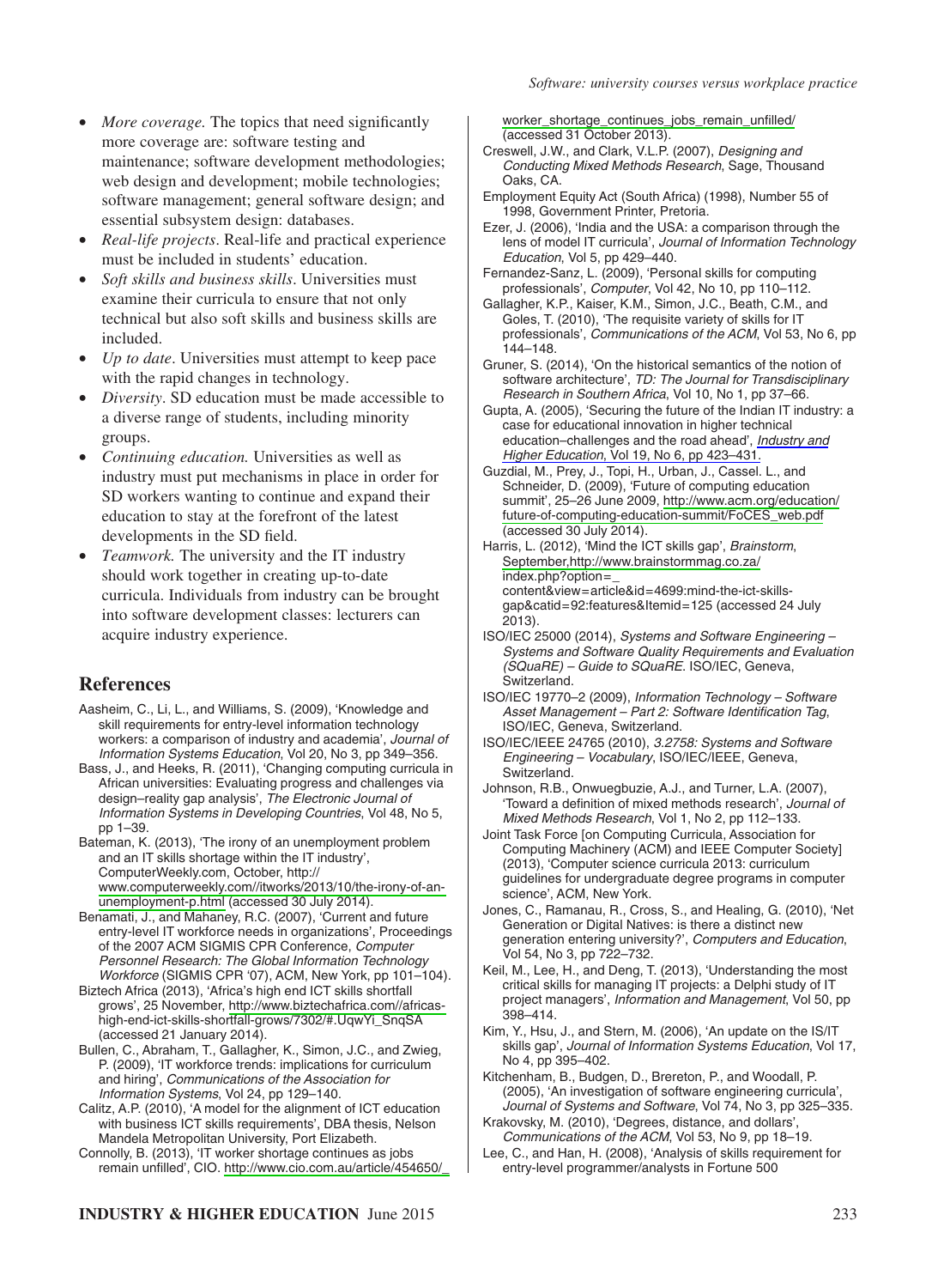- *More coverage.* The topics that need significantly more coverage are: software testing and maintenance; software development methodologies; web design and development; mobile technologies; software management; general software design; and essential subsystem design: databases.
- *Real-life projects*. Real-life and practical experience must be included in students' education.
- *Soft skills and business skills*. Universities must examine their curricula to ensure that not only technical but also soft skills and business skills are included.
- *Up to date*. Universities must attempt to keep pace with the rapid changes in technology.
- *Diversity*. SD education must be made accessible to a diverse range of students, including minority groups.
- *Continuing education.* Universities as well as industry must put mechanisms in place in order for SD workers wanting to continue and expand their education to stay at the forefront of the latest developments in the SD field.
- *Teamwork.* The university and the IT industry should work together in creating up-to-date curricula. Individuals from industry can be brought into software development classes: lecturers can acquire industry experience.

## References

Aasheim, C., Li, L., and Williams, S. (2009), 'Knowledge and skill requirements for entry-level information technology workers: a comparison of industry and academia', *Journal of Information Systems Education*, Vol 20, No 3, pp 349–356.

Bass, J., and Heeks, R. (2011), 'Changing computing curricula in African universities: Evaluating progress and challenges via design–reality gap analysis', *The Electronic Journal of Information Systems in Developing Countries*, Vol 48, No 5, pp 1–39.

Bateman, K. (2013), 'The irony of an unemployment problem and an IT skills shortage within the IT industry', ComputerWeekly.com, October, http://www.computerweekly.com//itworks/2013/10/the-irony-of-an-unemployment-p.html (accessed 30 July 2014).

Benamati, J., and Mahaney, R.C. (2007), 'Current and future entry-level IT workforce needs in organizations', Proceedings of the 2007 ACM SIGMIS CPR Conference, *Computer Personnel Research: The Global Information Technology Workforce* (SIGMIS CPR '07), ACM, New York, pp 101–104).

Biztech Africa (2013), 'Africa's high end ICT skills shortfall grows', 25 November, http://www.biztechafrica.com//africas-high-end-ict-skills-shortfall-grows/7302/#.UqwYi_SnqSA (accessed 21 January 2014).

Bullen, C., Abraham, T., Gallagher, K., Simon, J.C., and Zwieg, P. (2009), 'IT workforce trends: implications for curriculum and hiring', *Communications of the Association for Information Systems*, Vol 24, pp 129–140.

Calitz, A.P. (2010), 'A model for the alignment of ICT education with business ICT skills requirements', DBA thesis, Nelson Mandela Metropolitan University, Port Elizabeth.

Connolly, B. (2013), 'IT worker shortage continues as jobs remain unfilled', CIO. http://www.cio.com.au/article/454650/_worker_shortage_continues_jobs_remain_unfilled/ (accessed 31 October 2013).

Creswell, J.W., and Clark, V.L.P. (2007), *Designing and Conducting Mixed Methods Research*, Sage, Thousand Oaks, CA.

Employment Equity Act (South Africa) (1998), Number 55 of 1998, Government Printer, Pretoria.

Ezer, J. (2006), 'India and the USA: a comparison through the lens of model IT curricula', *Journal of Information Technology Education*, Vol 5, pp 429–440.

Fernandez-Sanz, L. (2009), 'Personal skills for computing professionals', *Computer*, Vol 42, No 10, pp 110–112.

Gallagher, K.P., Kaiser, K.M., Simon, J.C., Beath, C.M., and Goles, T. (2010), 'The requisite variety of skills for IT professionals', *Communications of the ACM*, Vol 53, No 6, pp 144–148.

Gruner, S. (2014), 'On the historical semantics of the notion of software architecture', *TD: The Journal for Transdisciplinary Research in Southern Africa*, Vol 10, No 1, pp 37–66.

Gupta, A. (2005), 'Securing the future of the Indian IT industry: a case for educational innovation in higher technical education–challenges and the road ahead', *Industry and Higher Education*, Vol 19, No 6, pp 423–431.

Guzdial, M., Prey, J., Topi, H., Urban, J., Cassel. L., and Schneider, D. (2009), 'Future of computing education summit', 25–26 June 2009, http://www.acm.org/education/future-of-computing-education-summit/FoCES_web.pdf (accessed 30 July 2014).

Harris, L. (2012), 'Mind the ICT skills gap', *Brainstorm*, September,http://www.brainstormmag.co.za/index.php?option=_content&view=article&id=4699:mind-the-ict-skills-gap&catid=92:features&Itemid=125 (accessed 24 July 2013).

ISO/IEC 25000 (2014), *Systems and Software Engineering – Systems and Software Quality Requirements and Evaluation (SQuaRE) – Guide to SQuaRE*. ISO/IEC, Geneva, Switzerland.

ISO/IEC 19770–2 (2009), *Information Technology – Software Asset Management – Part 2: Software Identification Tag*, ISO/IEC, Geneva, Switzerland.

ISO/IEC/IEEE 24765 (2010), *3.2758: Systems and Software Engineering – Vocabulary*, ISO/IEC/IEEE, Geneva, Switzerland.

Johnson, R.B., Onwuegbuzie, A.J., and Turner, L.A. (2007), 'Toward a definition of mixed methods research', *Journal of Mixed Methods Research*, Vol 1, No 2, pp 112–133.

Joint Task Force [on Computing Curricula, Association for Computing Machinery (ACM) and IEEE Computer Society] (2013), 'Computer science curricula 2013: curriculum guidelines for undergraduate degree programs in computer science', ACM, New York.

Jones, C., Ramanau, R., Cross, S., and Healing, G. (2010), 'Net Generation or Digital Natives: is there a distinct new generation entering university?', *Computers and Education*, Vol 54, No 3, pp 722–732.

Keil, M., Lee, H., and Deng, T. (2013), 'Understanding the most critical skills for managing IT projects: a Delphi study of IT project managers', *Information and Management*, Vol 50, pp 398–414.

Kim, Y., Hsu, J., and Stern, M. (2006), 'An update on the IS/IT skills gap', *Journal of Information Systems Education*, Vol 17, No 4, pp 395–402.

Kitchenham, B., Budgen, D., Brereton, P., and Woodall, P. (2005), 'An investigation of software engineering curricula', *Journal of Systems and Software*, Vol 74, No 3, pp 325–335.

Krakovsky, M. (2010), 'Degrees, distance, and dollars', *Communications of the ACM*, Vol 53, No 9, pp 18–19.

Lee, C., and Han, H. (2008), 'Analysis of skills requirement for entry-level programmer/analysts in Fortune 500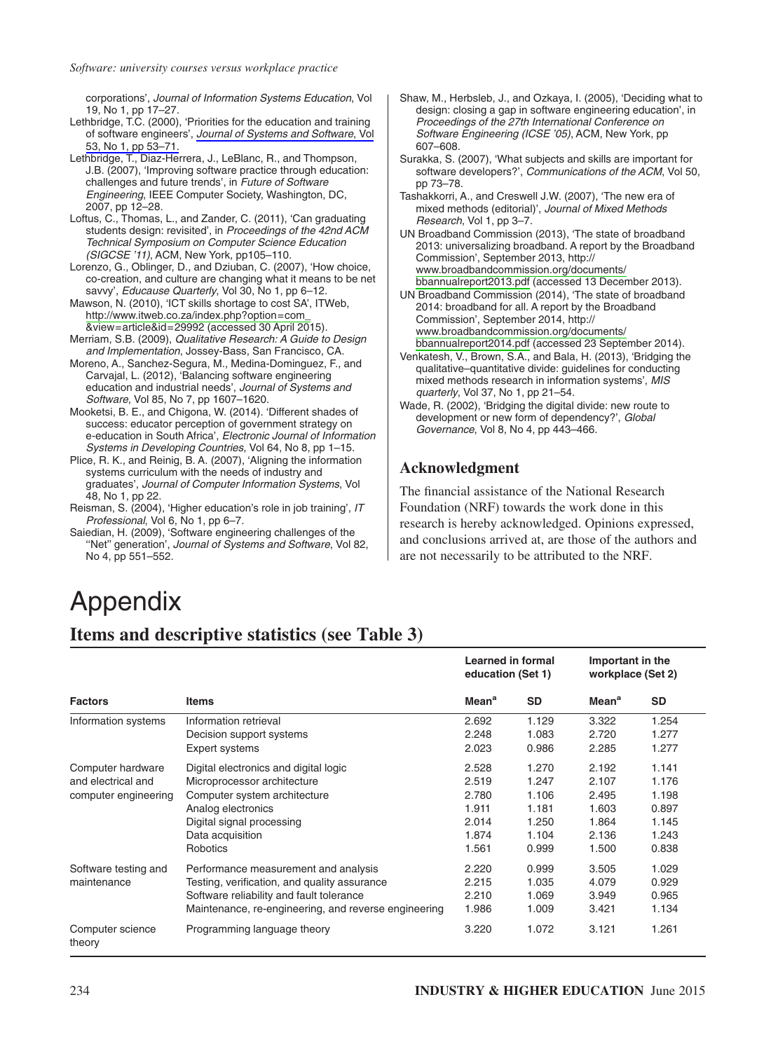corporations', *Journal of Information Systems Education*, Vol 19, No 1, pp 17–27.

Lethbridge, T.C. (2000), 'Priorities for the education and training of software engineers', *Journal of Systems and Software*, Vol 53, No 1, pp 53–71.

Lethbridge, T., Diaz-Herrera, J., LeBlanc, R., and Thompson, J.B. (2007), 'Improving software practice through education: challenges and future trends', in *Future of Software Engineering*, IEEE Computer Society, Washington, DC, 2007, pp 12–28.

Loftus, C., Thomas, L., and Zander, C. (2011), 'Can graduating students design: revisited', in *Proceedings of the 42nd ACM Technical Symposium on Computer Science Education (SIGCSE '11)*, ACM, New York, pp105–110.

Lorenzo, G., Oblinger, D., and Dziuban, C. (2007), 'How choice, co-creation, and culture are changing what it means to be net savvy', *Educause Quarterly*, Vol 30, No 1, pp 6–12.

Mawson, N. (2010), 'ICT skills shortage to cost SA', ITWeb, http://www.itweb.co.za/index.php?option=com_&view=article&id=29992 (accessed 30 April 2015).

Merriam, S.B. (2009), *Qualitative Research: A Guide to Design and Implementation*, Jossey-Bass, San Francisco, CA.

Moreno, A., Sanchez-Segura, M., Medina-Dominguez, F., and Carvajal, L. (2012), 'Balancing software engineering education and industrial needs', *Journal of Systems and Software*, Vol 85, No 7, pp 1607–1620.

Mooketsi, B. E., and Chigona, W. (2014). 'Different shades of success: educator perception of government strategy on e-education in South Africa', *Electronic Journal of Information Systems in Developing Countries*, Vol 64, No 8, pp 1–15.

Plice, R. K., and Reinig, B. A. (2007), 'Aligning the information systems curriculum with the needs of industry and graduates', *Journal of Computer Information Systems*, Vol 48, No 1, pp 22.

Reisman, S. (2004), 'Higher education's role in job training', *IT Professional*, Vol 6, No 1, pp 6–7.

Saiedian, H. (2009), 'Software engineering challenges of the "Net" generation', *Journal of Systems and Software*, Vol 82, No 4, pp 551–552.

Shaw, M., Herbsleb, J., and Ozkaya, I. (2005), 'Deciding what to design: closing a gap in software engineering education', in *Proceedings of the 27th International Conference on Software Engineering (ICSE '05)*, ACM, New York, pp 607–608.

Surakka, S. (2007), 'What subjects and skills are important for software developers?', *Communications of the ACM*, Vol 50, pp 73–78.

Tashakkorri, A., and Creswell J.W. (2007), 'The new era of mixed methods (editorial)', *Journal of Mixed Methods Research*, Vol 1, pp 3–7.

UN Broadband Commission (2013), 'The state of broadband 2013: universalizing broadband. A report by the Broadband Commission', September 2013, http://www.broadbandcommission.org/documents/bbannualreport2013.pdf (accessed 13 December 2013).

UN Broadband Commission (2014), 'The state of broadband 2014: broadband for all. A report by the Broadband Commission', September 2014, http://www.broadbandcommission.org/documents/bbannualreport2014.pdf (accessed 23 September 2014).

Venkatesh, V., Brown, S.A., and Bala, H. (2013), 'Bridging the qualitative–quantitative divide: guidelines for conducting mixed methods research in information systems', *MIS quarterly*, Vol 37, No 1, pp 21–54.

Wade, R. (2002), 'Bridging the digital divide: new route to development or new form of dependency?', *Global Governance*, Vol 8, No 4, pp 443–466.

## Acknowledgment

The financial assistance of the National Research Foundation (NRF) towards the work done in this research is hereby acknowledged. Opinions expressed, and conclusions arrived at, are those of the authors and are not necessarily to be attributed to the NRF.

# Appendix

## Items and descriptive statistics (see Table 3)

| | | Learned in formal education (Set 1) | | Important in the workplace (Set 2) | |
|---|---|---|---|---|---|
| **Factors** | **Items** | **Mean[a]** | **SD** | **Mean[a]** | **SD** |
| Information systems | Information retrieval | 2.692 | 1.129 | 3.322 | 1.254 |
| | Decision support systems | 2.248 | 1.083 | 2.720 | 1.277 |
| | Expert systems | 2.023 | 0.986 | 2.285 | 1.277 |
| Computer hardware and electrical and computer engineering | Digital electronics and digital logic | 2.528 | 1.270 | 2.192 | 1.141 |
| | Microprocessor architecture | 2.519 | 1.247 | 2.107 | 1.176 |
| | Computer system architecture | 2.780 | 1.106 | 2.495 | 1.198 |
| | Analog electronics | 1.911 | 1.181 | 1.603 | 0.897 |
| | Digital signal processing | 2.014 | 1.250 | 1.864 | 1.145 |
| | Data acquisition | 1.874 | 1.104 | 2.136 | 1.243 |
| | Robotics | 1.561 | 0.999 | 1.500 | 0.838 |
| Software testing and maintenance | Performance measurement and analysis | 2.220 | 0.999 | 3.505 | 1.029 |
| | Testing, verification, and quality assurance | 2.215 | 1.035 | 4.079 | 0.929 |
| | Software reliability and fault tolerance | 2.210 | 1.069 | 3.949 | 0.965 |
| | Maintenance, re-engineering, and reverse engineering | 1.986 | 1.009 | 3.421 | 1.134 |
| Computer science theory | Programming language theory | 3.220 | 1.072 | 3.121 | 1.261 |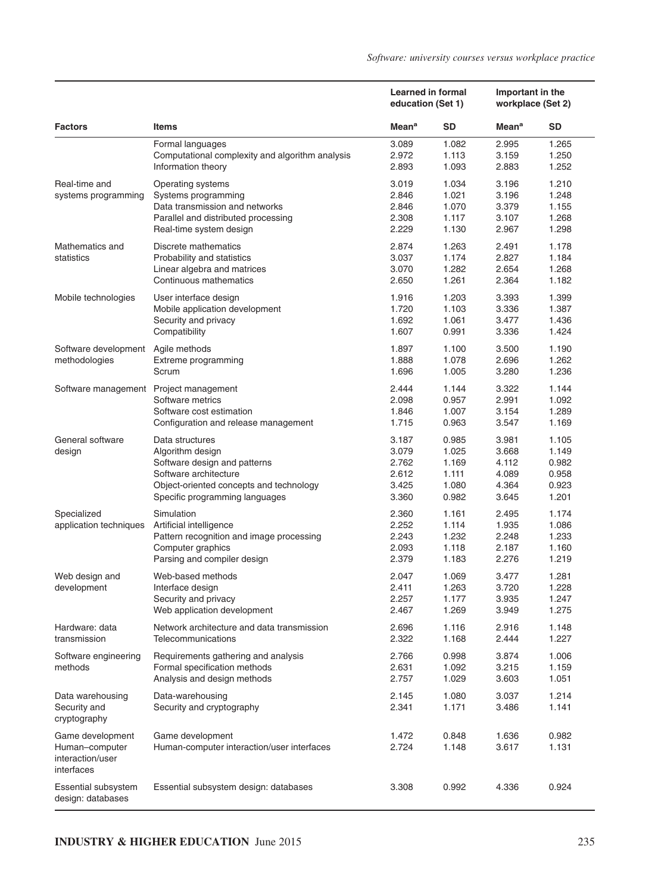| Factors | Items | Learned in formal education (Set 1) | | Important in the workplace (Set 2) | |
|---|---|---|---|---|---|
| | | Mean[a] | SD | Mean[a] | SD |
| | Formal languages | 3.089 | 1.082 | 2.995 | 1.265 |
| | Computational complexity and algorithm analysis | 2.972 | 1.113 | 3.159 | 1.250 |
| | Information theory | 2.893 | 1.093 | 2.883 | 1.252 |
| Real-time and systems programming | Operating systems | 3.019 | 1.034 | 3.196 | 1.210 |
| | Systems programming | 2.846 | 1.021 | 3.196 | 1.248 |
| | Data transmission and networks | 2.846 | 1.070 | 3.379 | 1.155 |
| | Parallel and distributed processing | 2.308 | 1.117 | 3.107 | 1.268 |
| | Real-time system design | 2.229 | 1.130 | 2.967 | 1.298 |
| Mathematics and statistics | Discrete mathematics | 2.874 | 1.263 | 2.491 | 1.178 |
| | Probability and statistics | 3.037 | 1.174 | 2.827 | 1.184 |
| | Linear algebra and matrices | 3.070 | 1.282 | 2.654 | 1.268 |
| | Continuous mathematics | 2.650 | 1.261 | 2.364 | 1.182 |
| Mobile technologies | User interface design | 1.916 | 1.203 | 3.393 | 1.399 |
| | Mobile application development | 1.720 | 1.103 | 3.336 | 1.387 |
| | Security and privacy | 1.692 | 1.061 | 3.477 | 1.436 |
| | Compatibility | 1.607 | 0.991 | 3.336 | 1.424 |
| Software development methodologies | Agile methods | 1.897 | 1.100 | 3.500 | 1.190 |
| | Extreme programming | 1.888 | 1.078 | 2.696 | 1.262 |
| | Scrum | 1.696 | 1.005 | 3.280 | 1.236 |
| Software management | Project management | 2.444 | 1.144 | 3.322 | 1.144 |
| | Software metrics | 2.098 | 0.957 | 2.991 | 1.092 |
| | Software cost estimation | 1.846 | 1.007 | 3.154 | 1.289 |
| | Configuration and release management | 1.715 | 0.963 | 3.547 | 1.169 |
| General software design | Data structures | 3.187 | 0.985 | 3.981 | 1.105 |
| | Algorithm design | 3.079 | 1.025 | 3.668 | 1.149 |
| | Software design and patterns | 2.762 | 1.169 | 4.112 | 0.982 |
| | Software architecture | 2.612 | 1.111 | 4.089 | 0.958 |
| | Object-oriented concepts and technology | 3.425 | 1.080 | 4.364 | 0.923 |
| | Specific programming languages | 3.360 | 0.982 | 3.645 | 1.201 |
| Specialized application techniques | Simulation | 2.360 | 1.161 | 2.495 | 1.174 |
| | Artificial intelligence | 2.252 | 1.114 | 1.935 | 1.086 |
| | Pattern recognition and image processing | 2.243 | 1.232 | 2.248 | 1.233 |
| | Computer graphics | 2.093 | 1.118 | 2.187 | 1.160 |
| | Parsing and compiler design | 2.379 | 1.183 | 2.276 | 1.219 |
| Web design and development | Web-based methods | 2.047 | 1.069 | 3.477 | 1.281 |
| | Interface design | 2.411 | 1.263 | 3.720 | 1.228 |
| | Security and privacy | 2.257 | 1.177 | 3.935 | 1.247 |
| | Web application development | 2.467 | 1.269 | 3.949 | 1.275 |
| Hardware: data transmission | Network architecture and data transmission | 2.696 | 1.116 | 2.916 | 1.148 |
| | Telecommunications | 2.322 | 1.168 | 2.444 | 1.227 |
| Software engineering methods | Requirements gathering and analysis | 2.766 | 0.998 | 3.874 | 1.006 |
| | Formal specification methods | 2.631 | 1.092 | 3.215 | 1.159 |
| | Analysis and design methods | 2.757 | 1.029 | 3.603 | 1.051 |
| Data warehousing | Data-warehousing | 2.145 | 1.080 | 3.037 | 1.214 |
| Security and cryptography | Security and cryptography | 2.341 | 1.171 | 3.486 | 1.141 |
| Game development | Game development | 1.472 | 0.848 | 1.636 | 0.982 |
| Human–computer interaction/user interfaces | Human-computer interaction/user interfaces | 2.724 | 1.148 | 3.617 | 1.131 |
| Essential subsystem design: databases | Essential subsystem design: databases | 3.308 | 0.992 | 4.336 | 0.924 |